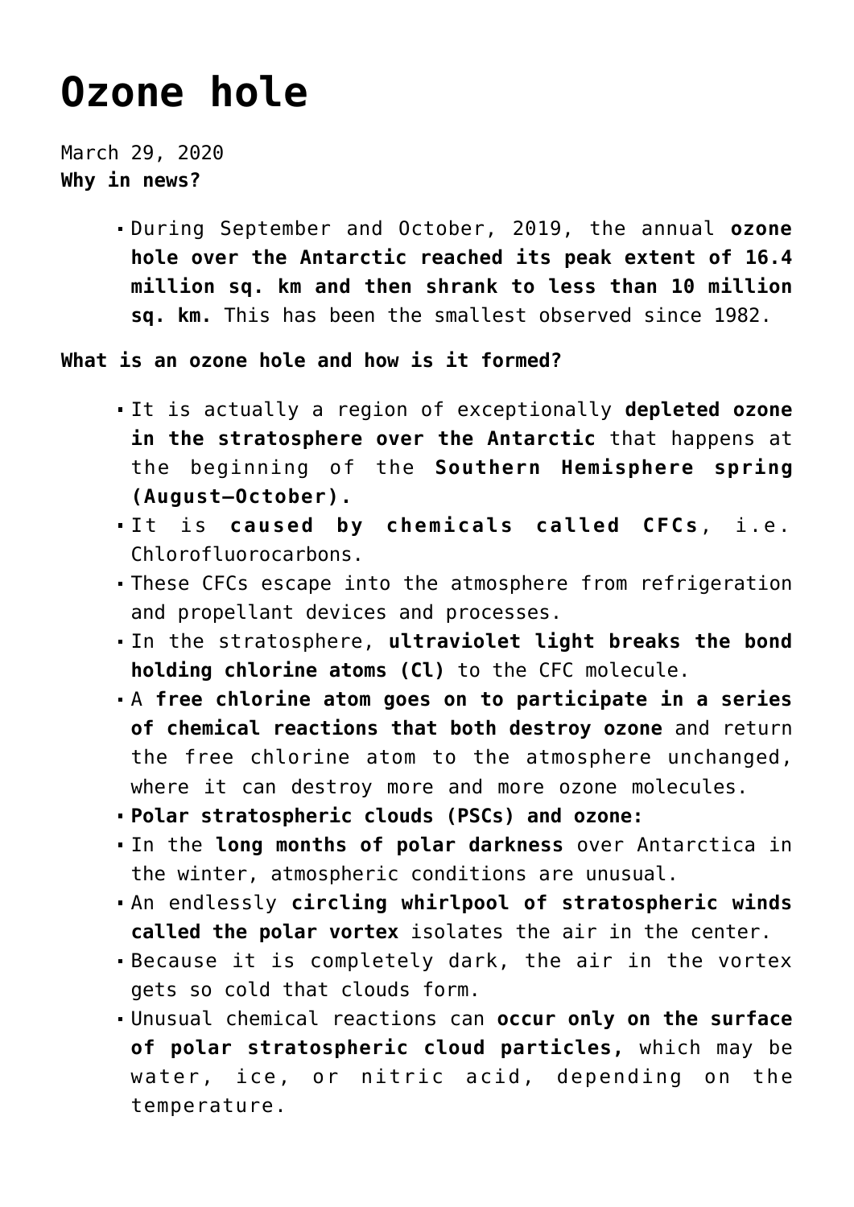# Ozone hole

March 29, 2020

**Why in news?**

- During September and October, 2019, the annual **ozone hole over the Antarctic reached its peak extent of 16.4 million sq. km and then shrank to less than 10 million sq. km.** This has been the smallest observed since 1982.

**What is an ozone hole and how is it formed?**

- It is actually a region of exceptionally **depleted ozone in the stratosphere over the Antarctic** that happens at the beginning of the **Southern Hemisphere spring (August–October).**
- It is **caused by chemicals called CFCs**, i.e. Chlorofluorocarbons.
- These CFCs escape into the atmosphere from refrigeration and propellant devices and processes.
- In the stratosphere, **ultraviolet light breaks the bond holding chlorine atoms (Cl)** to the CFC molecule.
- A **free chlorine atom goes on to participate in a series of chemical reactions that both destroy ozone** and return the free chlorine atom to the atmosphere unchanged, where it can destroy more and more ozone molecules.
- **Polar stratospheric clouds (PSCs) and ozone:**
- In the **long months of polar darkness** over Antarctica in the winter, atmospheric conditions are unusual.
- An endlessly **circling whirlpool of stratospheric winds called the polar vortex** isolates the air in the center.
- Because it is completely dark, the air in the vortex gets so cold that clouds form.
- Unusual chemical reactions can **occur only on the surface of polar stratospheric cloud particles,** which may be water, ice, or nitric acid, depending on the temperature.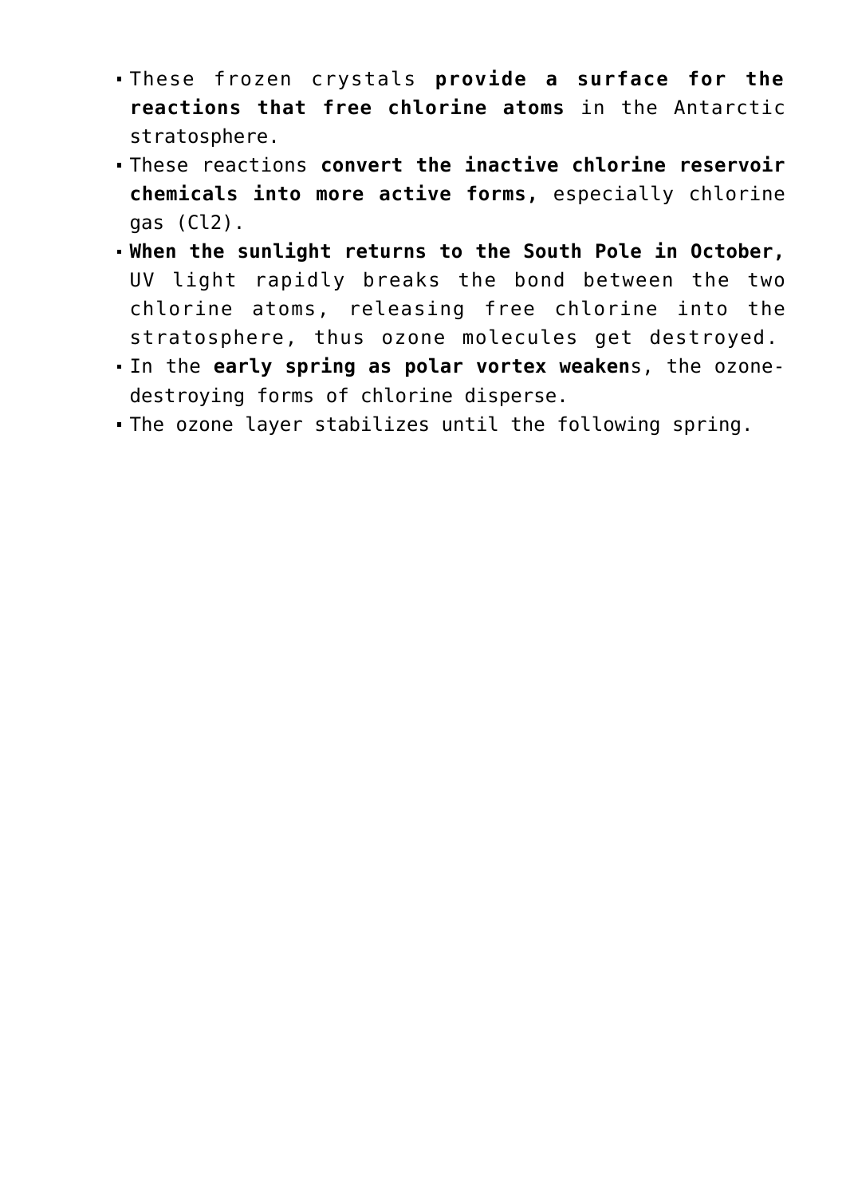- These frozen crystals **provide a surface for the reactions that free chlorine atoms** in the Antarctic stratosphere.
- These reactions **convert the inactive chlorine reservoir chemicals into more active forms,** especially chlorine gas (Cl2).
- **When the sunlight returns to the South Pole in October,** UV light rapidly breaks the bond between the two chlorine atoms, releasing free chlorine into the stratosphere, thus ozone molecules get destroyed.
- In the **early spring as polar vortex weaken**s, the ozone-destroying forms of chlorine disperse.
- The ozone layer stabilizes until the following spring.